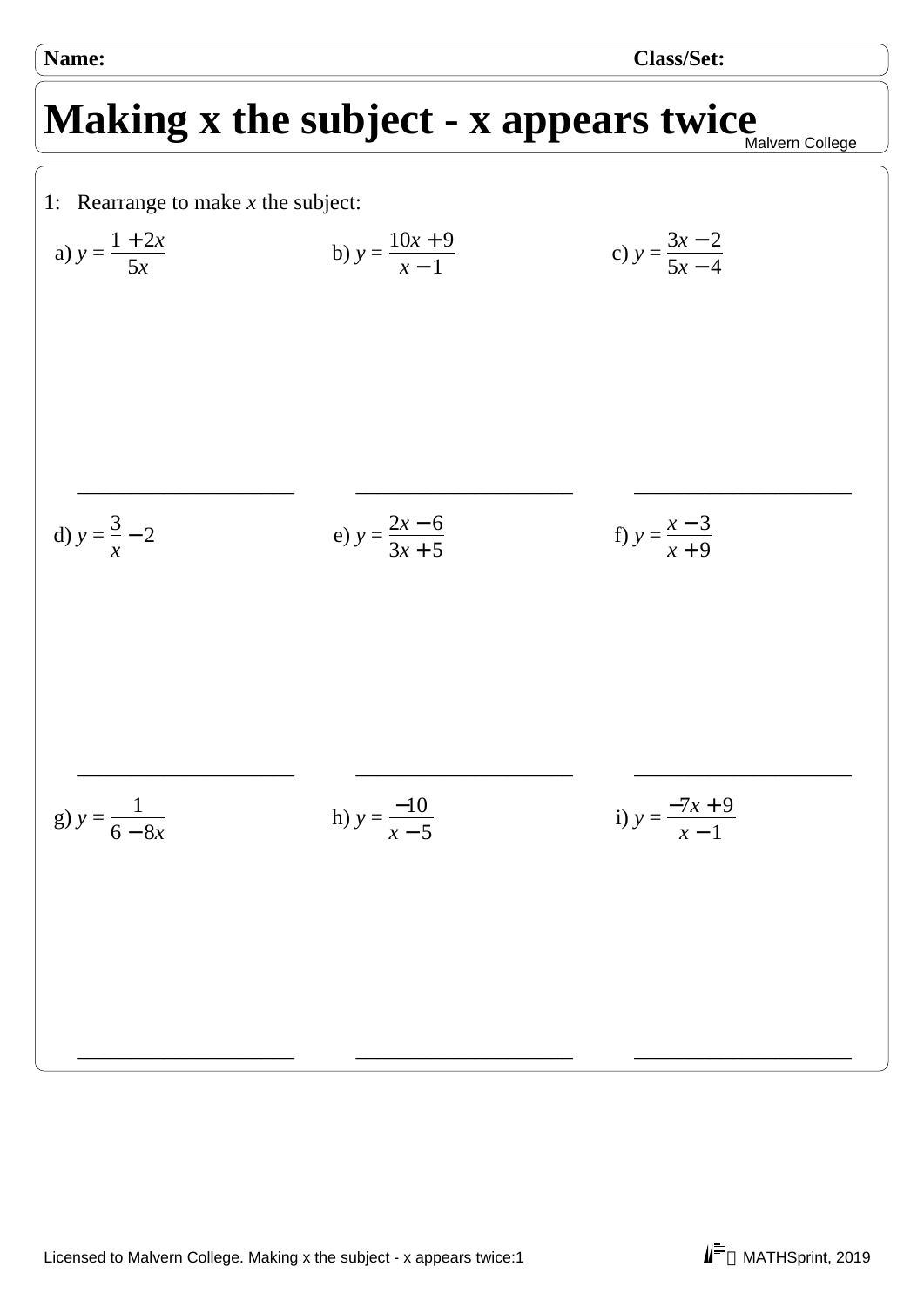Name: Class/Set:

# Making x the subject - x appears twice

Malvern College

1: Rearrange to make $x$ the subject:

a) $y = \dfrac{1 + 2x}{5x}$

b) $y = \dfrac{10x + 9}{x - 1}$

c) $y = \dfrac{3x - 2}{5x - 4}$

\_\_\_\_\_\_\_\_\_\_\_\_\_\_\_\_\_\_\_\_ \_\_\_\_\_\_\_\_\_\_\_\_\_\_\_\_\_\_\_\_ \_\_\_\_\_\_\_\_\_\_\_\_\_\_\_\_\_\_\_\_

d) $y = \dfrac{3}{x} - 2$

e) $y = \dfrac{2x - 6}{3x + 5}$

f) $y = \dfrac{x - 3}{x + 9}$

\_\_\_\_\_\_\_\_\_\_\_\_\_\_\_\_\_\_\_\_ \_\_\_\_\_\_\_\_\_\_\_\_\_\_\_\_\_\_\_\_ \_\_\_\_\_\_\_\_\_\_\_\_\_\_\_\_\_\_\_\_

g) $y = \dfrac{1}{6 - 8x}$

h) $y = \dfrac{-10}{x - 5}$

i) $y = \dfrac{-7x + 9}{x - 1}$

\_\_\_\_\_\_\_\_\_\_\_\_\_\_\_\_\_\_\_\_ \_\_\_\_\_\_\_\_\_\_\_\_\_\_\_\_\_\_\_\_ \_\_\_\_\_\_\_\_\_\_\_\_\_\_\_\_\_\_\_\_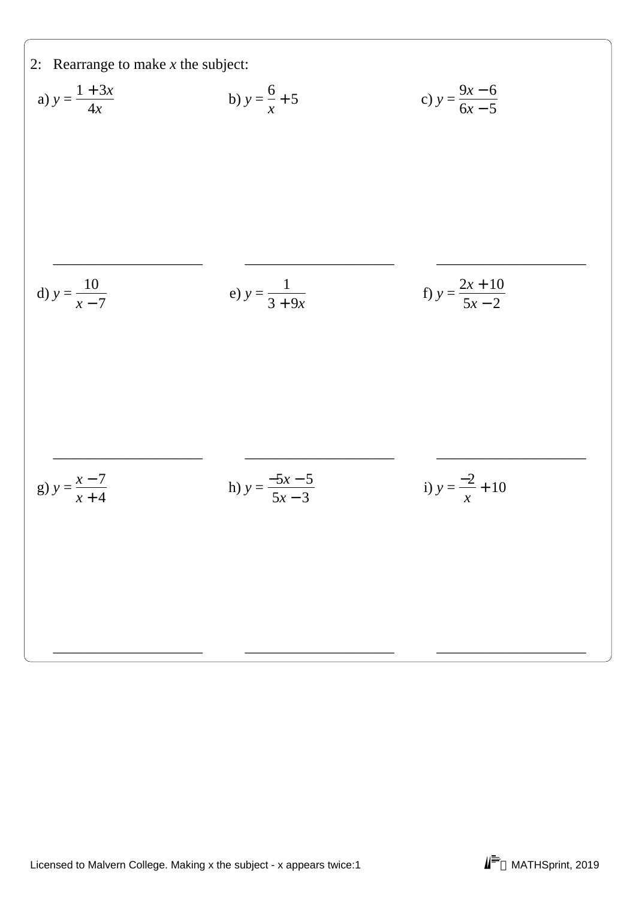2: Rearrange to make $x$ the subject:

a) $y = \dfrac{1 + 3x}{4x}$

b) $y = \dfrac{6}{x} + 5$

c) $y = \dfrac{9x - 6}{6x - 5}$

d) $y = \dfrac{10}{x - 7}$

e) $y = \dfrac{1}{3 + 9x}$

f) $y = \dfrac{2x + 10}{5x - 2}$

g) $y = \dfrac{x - 7}{x + 4}$

h) $y = \dfrac{-5x - 5}{5x - 3}$

i) $y = \dfrac{-2}{x} + 10$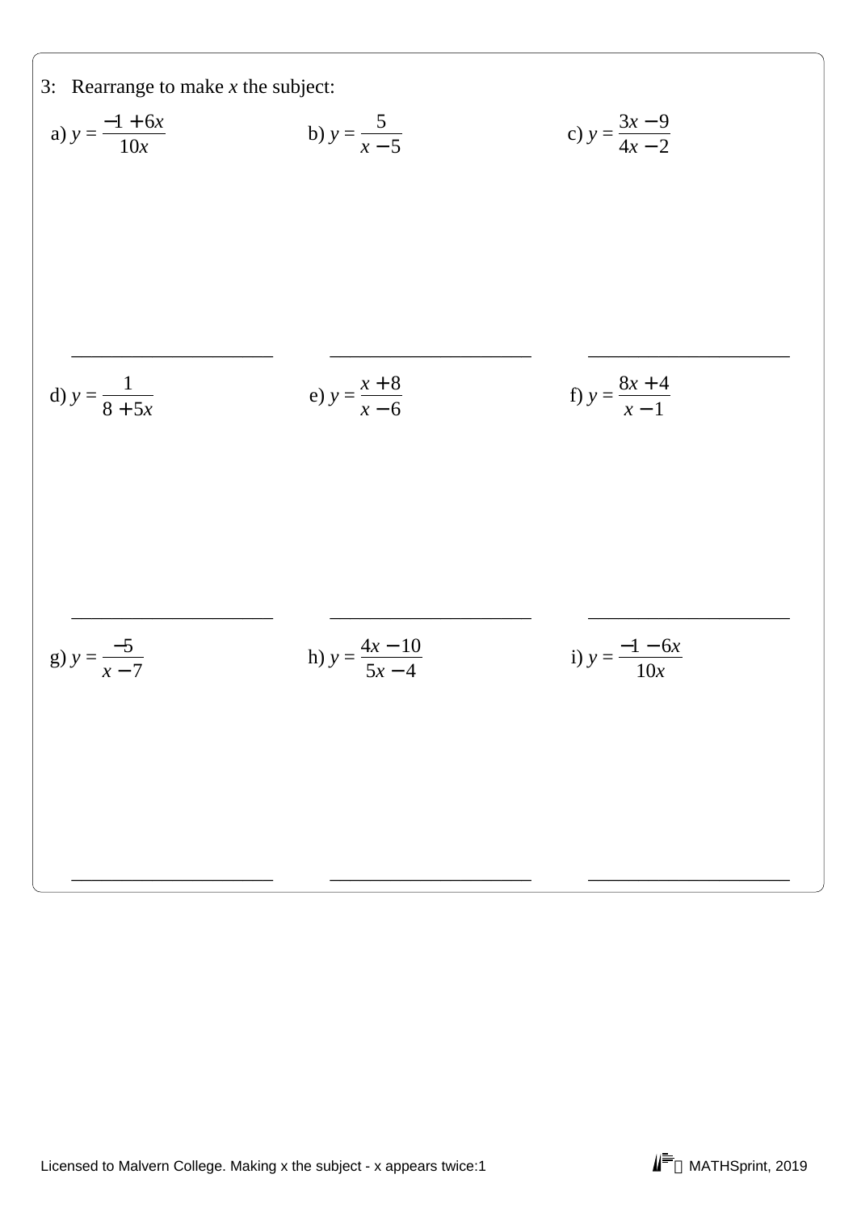3: Rearrange to make *x* the subject:

a) $y = \dfrac{-1 + 6x}{10x}$

b) $y = \dfrac{5}{x - 5}$

c) $y = \dfrac{3x - 9}{4x - 2}$

d) $y = \dfrac{1}{8 + 5x}$

e) $y = \dfrac{x + 8}{x - 6}$

f) $y = \dfrac{8x + 4}{x - 1}$

g) $y = \dfrac{-5}{x - 7}$

h) $y = \dfrac{4x - 10}{5x - 4}$

i) $y = \dfrac{-1 - 6x}{10x}$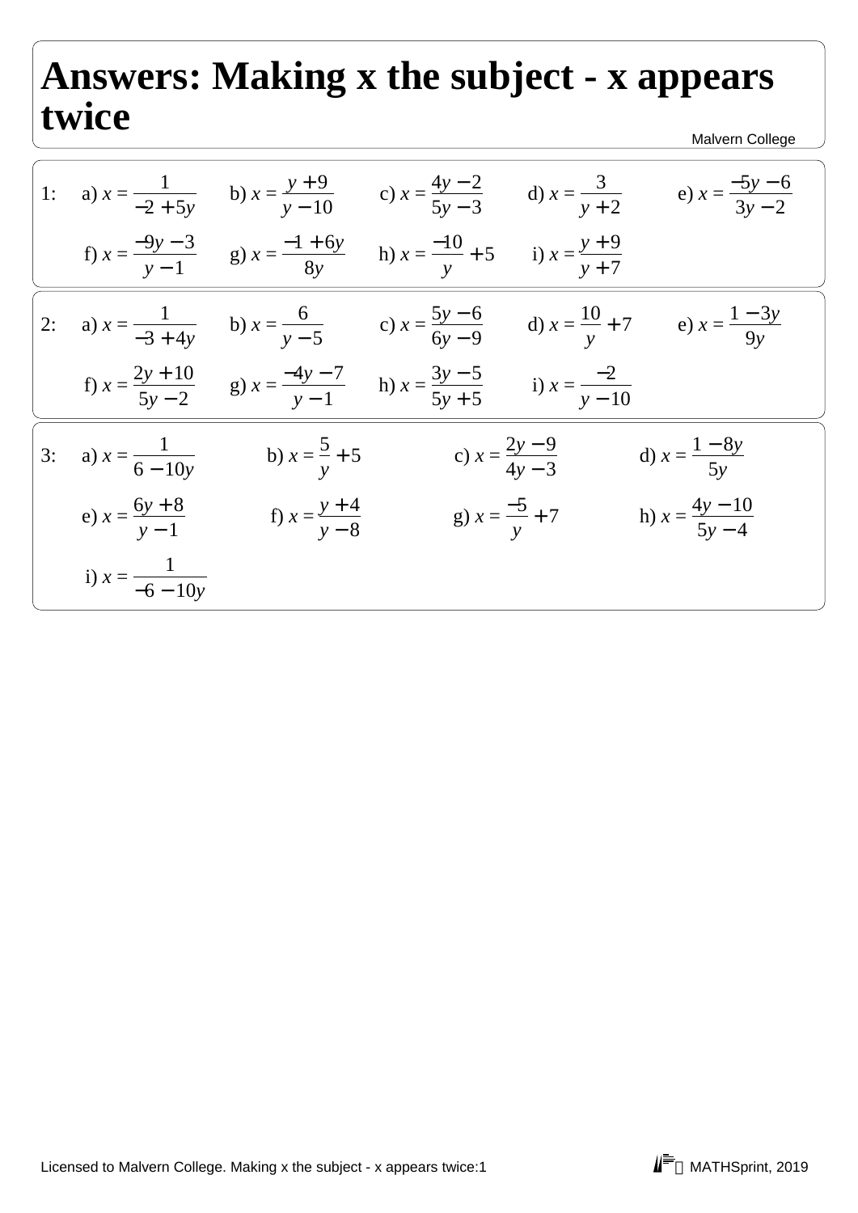# Answers: Making x the subject - x appears twice

Malvern College

1: a) $x = \dfrac{1}{-2+5y}$ b) $x = \dfrac{y+9}{y-10}$ c) $x = \dfrac{4y-2}{5y-3}$ d) $x = \dfrac{3}{y+2}$ e) $x = \dfrac{-5y-6}{3y-2}$

f) $x = \dfrac{-9y-3}{y-1}$ g) $x = \dfrac{-1+6y}{8y}$ h) $x = \dfrac{-10}{y}+5$ i) $x = \dfrac{y+9}{y+7}$

2: a) $x = \dfrac{1}{-3+4y}$ b) $x = \dfrac{6}{y-5}$ c) $x = \dfrac{5y-6}{6y-9}$ d) $x = \dfrac{10}{y}+7$ e) $x = \dfrac{1-3y}{9y}$

f) $x = \dfrac{2y+10}{5y-2}$ g) $x = \dfrac{-4y-7}{y-1}$ h) $x = \dfrac{3y-5}{5y+5}$ i) $x = \dfrac{-2}{y-10}$

3: a) $x = \dfrac{1}{6-10y}$ b) $x = \dfrac{5}{y}+5$ c) $x = \dfrac{2y-9}{4y-3}$ d) $x = \dfrac{1-8y}{5y}$

e) $x = \dfrac{6y+8}{y-1}$ f) $x = \dfrac{y+4}{y-8}$ g) $x = \dfrac{-5}{y}+7$ h) $x = \dfrac{4y-10}{5y-4}$

i) $x = \dfrac{1}{-6-10y}$